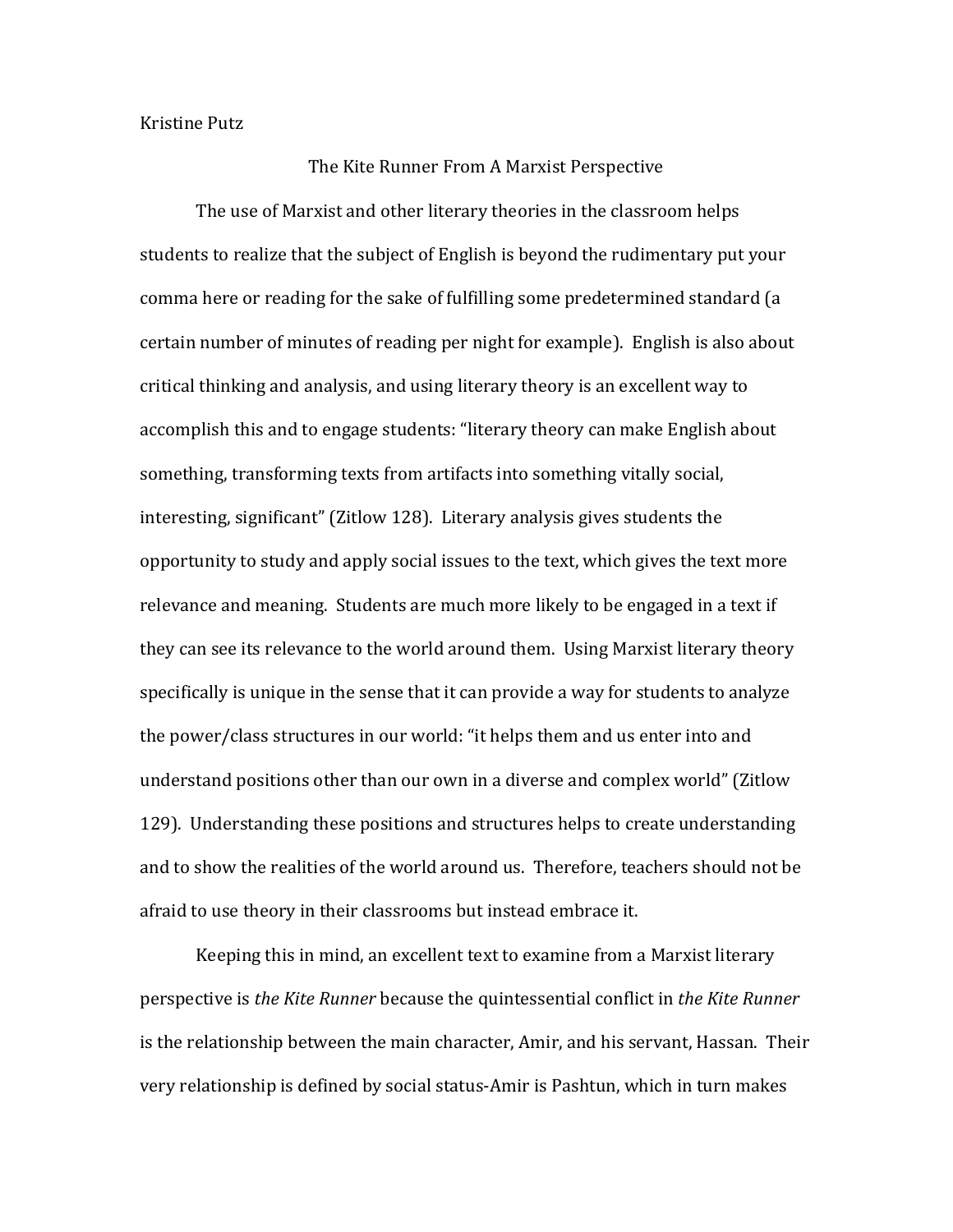Kristine Putz

# The Kite Runner From A Marxist Perspective

The use of Marxist and other literary theories in the classroom helps students to realize that the subject of English is beyond the rudimentary put your comma here or reading for the sake of fulfilling some predetermined standard (a certain number of minutes of reading per night for example). English is also about critical thinking and analysis, and using literary theory is an excellent way to accomplish this and to engage students: "literary theory can make English about something, transforming texts from artifacts into something vitally social, interesting, significant" (Zitlow 128). Literary analysis gives students the opportunity to study and apply social issues to the text, which gives the text more relevance and meaning. Students are much more likely to be engaged in a text if they can see its relevance to the world around them. Using Marxist literary theory specifically is unique in the sense that it can provide a way for students to analyze the power/class structures in our world: "it helps them and us enter into and understand positions other than our own in a diverse and complex world" (Zitlow 129). Understanding these positions and structures helps to create understanding and to show the realities of the world around us. Therefore, teachers should not be afraid to use theory in their classrooms but instead embrace it.

Keeping this in mind, an excellent text to examine from a Marxist literary perspective is *the Kite Runner* because the quintessential conflict in *the Kite Runner* is the relationship between the main character, Amir, and his servant, Hassan. Their very relationship is defined by social status-Amir is Pashtun, which in turn makes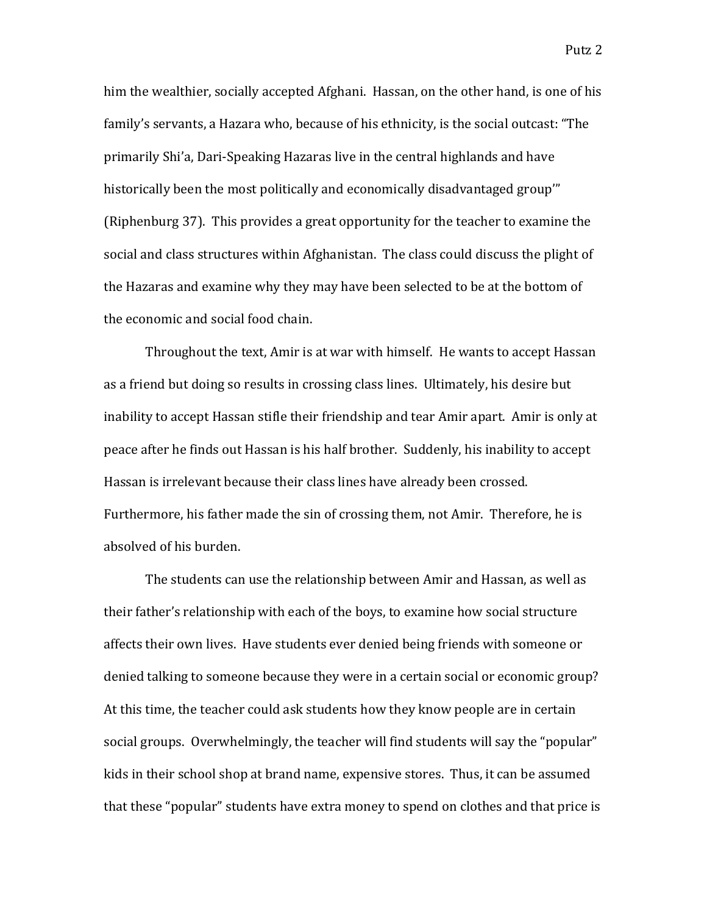him the wealthier, socially accepted Afghani. Hassan, on the other hand, is one of his family's servants, a Hazara who, because of his ethnicity, is the social outcast: "The primarily Shi'a, Dari-Speaking Hazaras live in the central highlands and have historically been the most politically and economically disadvantaged group'" (Riphenburg 37). This provides a great opportunity for the teacher to examine the social and class structures within Afghanistan. The class could discuss the plight of the Hazaras and examine why they may have been selected to be at the bottom of the economic and social food chain.

Throughout the text, Amir is at war with himself. He wants to accept Hassan as a friend but doing so results in crossing class lines. Ultimately, his desire but inability to accept Hassan stifle their friendship and tear Amir apart. Amir is only at peace after he finds out Hassan is his half brother. Suddenly, his inability to accept Hassan is irrelevant because their class lines have already been crossed. Furthermore, his father made the sin of crossing them, not Amir. Therefore, he is absolved of his burden.

The students can use the relationship between Amir and Hassan, as well as their father's relationship with each of the boys, to examine how social structure affects their own lives. Have students ever denied being friends with someone or denied talking to someone because they were in a certain social or economic group? At this time, the teacher could ask students how they know people are in certain social groups. Overwhelmingly, the teacher will find students will say the "popular" kids in their school shop at brand name, expensive stores. Thus, it can be assumed that these "popular" students have extra money to spend on clothes and that price is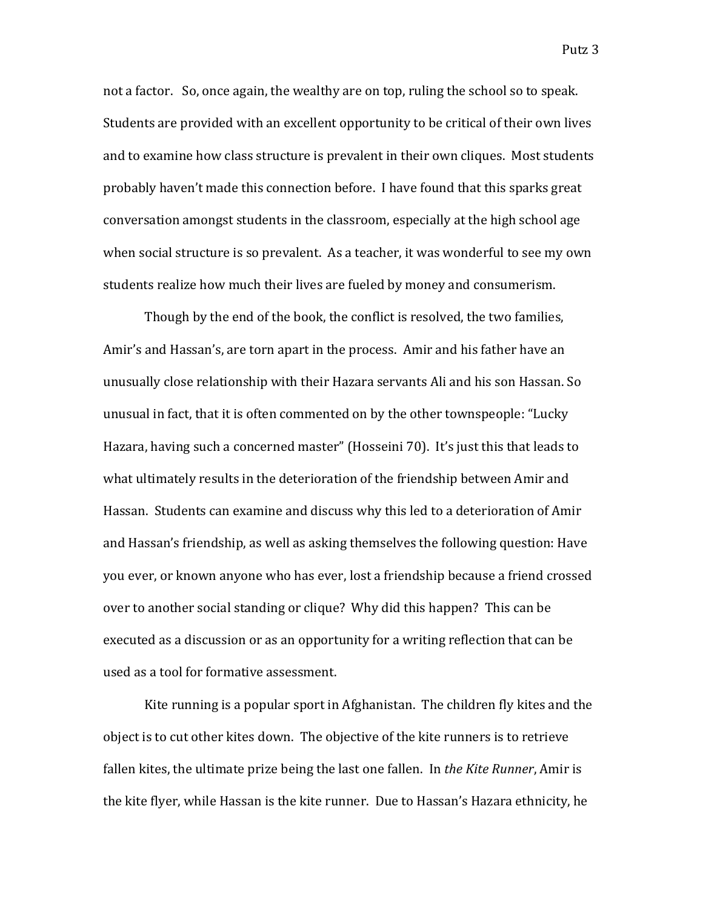not a factor.   So, once again, the wealthy are on top, ruling the school so to speak. Students are provided with an excellent opportunity to be critical of their own lives and to examine how class structure is prevalent in their own cliques.  Most students probably haven't made this connection before.  I have found that this sparks great conversation amongst students in the classroom, especially at the high school age when social structure is so prevalent.  As a teacher, it was wonderful to see my own students realize how much their lives are fueled by money and consumerism.

Though by the end of the book, the conflict is resolved, the two families, Amir's and Hassan's, are torn apart in the process.  Amir and his father have an unusually close relationship with their Hazara servants Ali and his son Hassan. So unusual in fact, that it is often commented on by the other townspeople: "Lucky Hazara, having such a concerned master" (Hosseini 70).  It's just this that leads to what ultimately results in the deterioration of the friendship between Amir and Hassan.  Students can examine and discuss why this led to a deterioration of Amir and Hassan's friendship, as well as asking themselves the following question: Have you ever, or known anyone who has ever, lost a friendship because a friend crossed over to another social standing or clique?  Why did this happen?  This can be executed as a discussion or as an opportunity for a writing reflection that can be used as a tool for formative assessment.

Kite running is a popular sport in Afghanistan.  The children fly kites and the object is to cut other kites down.  The objective of the kite runners is to retrieve fallen kites, the ultimate prize being the last one fallen.  In *the Kite Runner*, Amir is the kite flyer, while Hassan is the kite runner.  Due to Hassan's Hazara ethnicity, he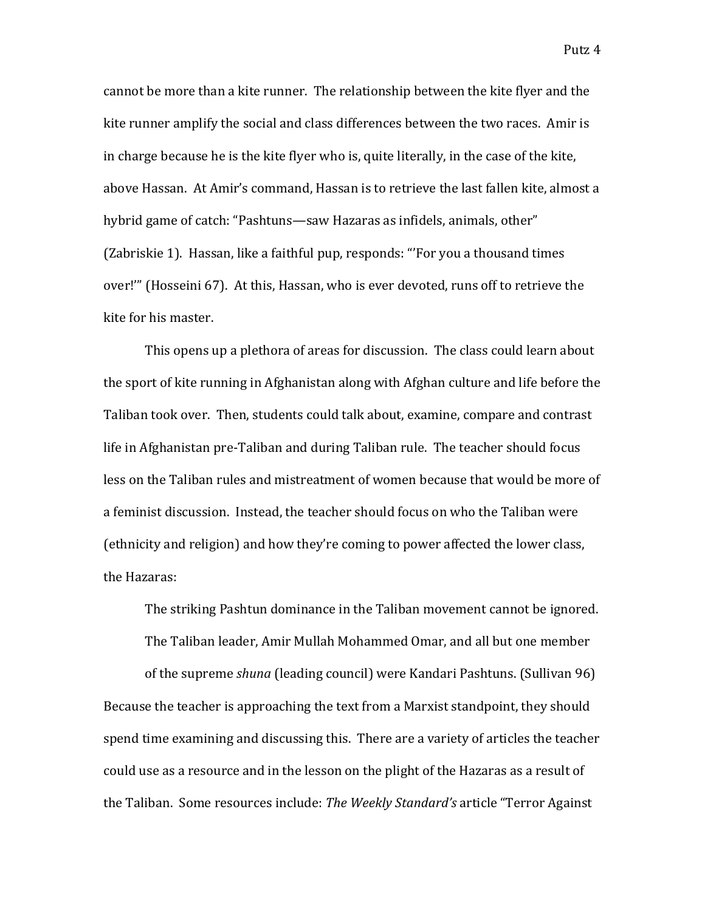cannot be more than a kite runner. The relationship between the kite flyer and the kite runner amplify the social and class differences between the two races. Amir is in charge because he is the kite flyer who is, quite literally, in the case of the kite, above Hassan. At Amir's command, Hassan is to retrieve the last fallen kite, almost a hybrid game of catch: "Pashtuns—saw Hazaras as infidels, animals, other" (Zabriskie 1). Hassan, like a faithful pup, responds: "'For you a thousand times over!'" (Hosseini 67). At this, Hassan, who is ever devoted, runs off to retrieve the kite for his master.

This opens up a plethora of areas for discussion. The class could learn about the sport of kite running in Afghanistan along with Afghan culture and life before the Taliban took over. Then, students could talk about, examine, compare and contrast life in Afghanistan pre-Taliban and during Taliban rule. The teacher should focus less on the Taliban rules and mistreatment of women because that would be more of a feminist discussion. Instead, the teacher should focus on who the Taliban were (ethnicity and religion) and how they're coming to power affected the lower class, the Hazaras:

> The striking Pashtun dominance in the Taliban movement cannot be ignored. The Taliban leader, Amir Mullah Mohammed Omar, and all but one member of the supreme *shuna* (leading council) were Kandari Pashtuns. (Sullivan 96)

Because the teacher is approaching the text from a Marxist standpoint, they should spend time examining and discussing this. There are a variety of articles the teacher could use as a resource and in the lesson on the plight of the Hazaras as a result of the Taliban. Some resources include: *The Weekly Standard's* article "Terror Against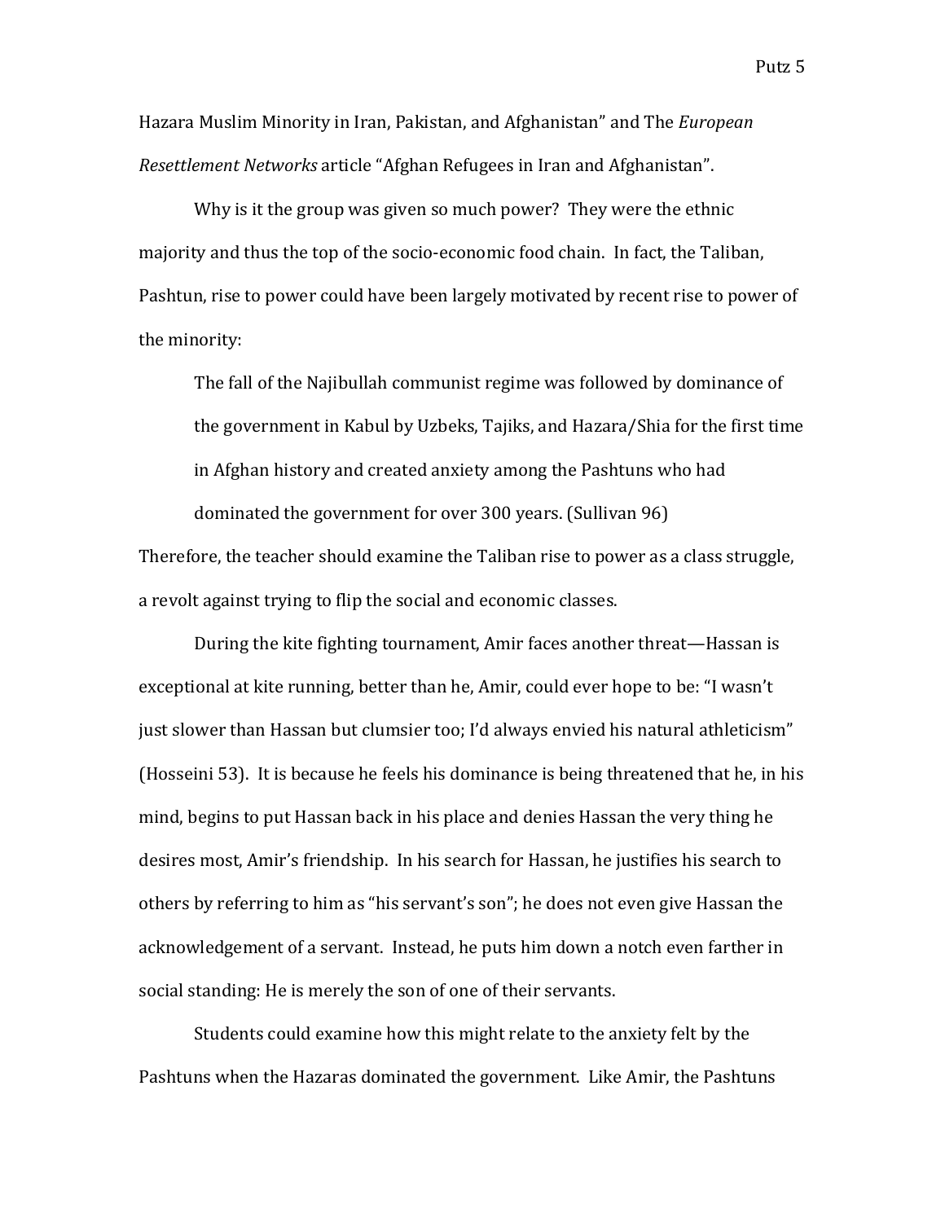Hazara Muslim Minority in Iran, Pakistan, and Afghanistan" and The *European Resettlement Networks* article "Afghan Refugees in Iran and Afghanistan".

Why is it the group was given so much power? They were the ethnic majority and thus the top of the socio-economic food chain. In fact, the Taliban, Pashtun, rise to power could have been largely motivated by recent rise to power of the minority:

> The fall of the Najibullah communist regime was followed by dominance of the government in Kabul by Uzbeks, Tajiks, and Hazara/Shia for the first time in Afghan history and created anxiety among the Pashtuns who had dominated the government for over 300 years. (Sullivan 96)

Therefore, the teacher should examine the Taliban rise to power as a class struggle, a revolt against trying to flip the social and economic classes.

During the kite fighting tournament, Amir faces another threat—Hassan is exceptional at kite running, better than he, Amir, could ever hope to be: "I wasn't just slower than Hassan but clumsier too; I'd always envied his natural athleticism" (Hosseini 53). It is because he feels his dominance is being threatened that he, in his mind, begins to put Hassan back in his place and denies Hassan the very thing he desires most, Amir's friendship. In his search for Hassan, he justifies his search to others by referring to him as "his servant's son"; he does not even give Hassan the acknowledgement of a servant. Instead, he puts him down a notch even farther in social standing: He is merely the son of one of their servants.

Students could examine how this might relate to the anxiety felt by the Pashtuns when the Hazaras dominated the government. Like Amir, the Pashtuns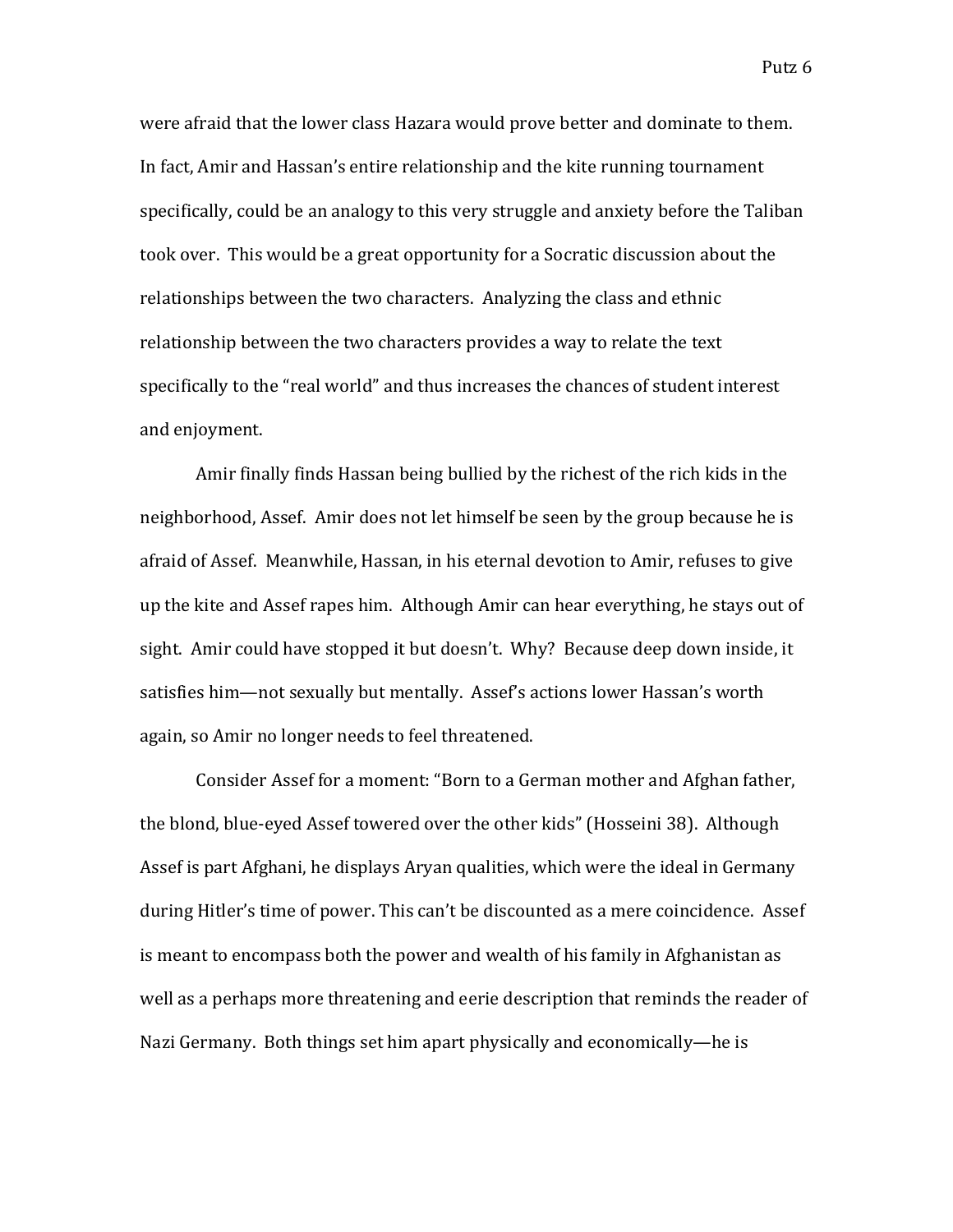were afraid that the lower class Hazara would prove better and dominate to them. In fact, Amir and Hassan's entire relationship and the kite running tournament specifically, could be an analogy to this very struggle and anxiety before the Taliban took over. This would be a great opportunity for a Socratic discussion about the relationships between the two characters. Analyzing the class and ethnic relationship between the two characters provides a way to relate the text specifically to the "real world" and thus increases the chances of student interest and enjoyment.

Amir finally finds Hassan being bullied by the richest of the rich kids in the neighborhood, Assef. Amir does not let himself be seen by the group because he is afraid of Assef. Meanwhile, Hassan, in his eternal devotion to Amir, refuses to give up the kite and Assef rapes him. Although Amir can hear everything, he stays out of sight. Amir could have stopped it but doesn't. Why? Because deep down inside, it satisfies him—not sexually but mentally. Assef's actions lower Hassan's worth again, so Amir no longer needs to feel threatened.

Consider Assef for a moment: "Born to a German mother and Afghan father, the blond, blue-eyed Assef towered over the other kids" (Hosseini 38). Although Assef is part Afghani, he displays Aryan qualities, which were the ideal in Germany during Hitler's time of power. This can't be discounted as a mere coincidence. Assef is meant to encompass both the power and wealth of his family in Afghanistan as well as a perhaps more threatening and eerie description that reminds the reader of Nazi Germany. Both things set him apart physically and economically—he is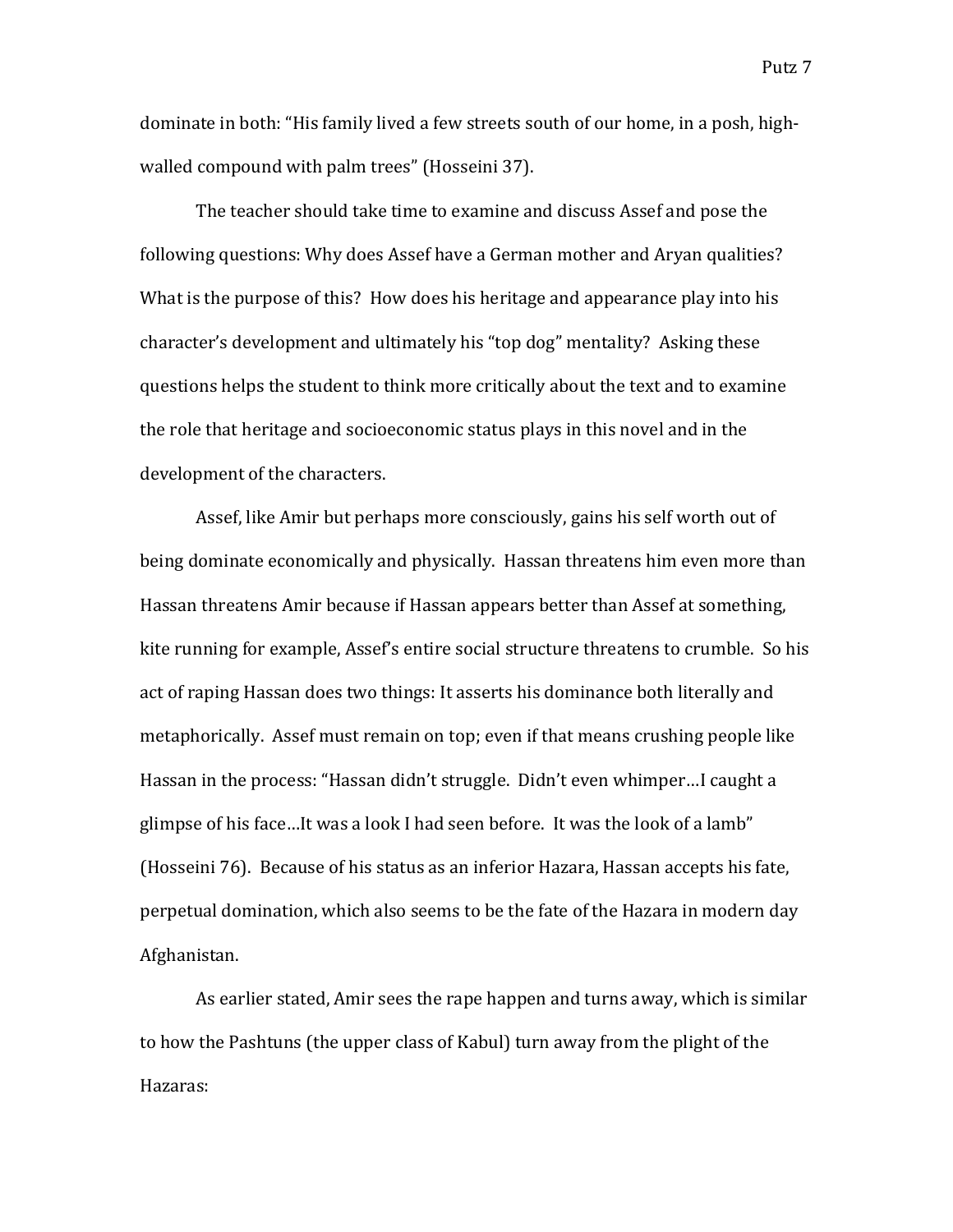dominate in both: "His family lived a few streets south of our home, in a posh, high-walled compound with palm trees" (Hosseini 37).

The teacher should take time to examine and discuss Assef and pose the following questions: Why does Assef have a German mother and Aryan qualities? What is the purpose of this? How does his heritage and appearance play into his character's development and ultimately his "top dog" mentality? Asking these questions helps the student to think more critically about the text and to examine the role that heritage and socioeconomic status plays in this novel and in the development of the characters.

Assef, like Amir but perhaps more consciously, gains his self worth out of being dominate economically and physically. Hassan threatens him even more than Hassan threatens Amir because if Hassan appears better than Assef at something, kite running for example, Assef's entire social structure threatens to crumble. So his act of raping Hassan does two things: It asserts his dominance both literally and metaphorically. Assef must remain on top; even if that means crushing people like Hassan in the process: "Hassan didn't struggle. Didn't even whimper…I caught a glimpse of his face…It was a look I had seen before. It was the look of a lamb" (Hosseini 76). Because of his status as an inferior Hazara, Hassan accepts his fate, perpetual domination, which also seems to be the fate of the Hazara in modern day Afghanistan.

As earlier stated, Amir sees the rape happen and turns away, which is similar to how the Pashtuns (the upper class of Kabul) turn away from the plight of the Hazaras: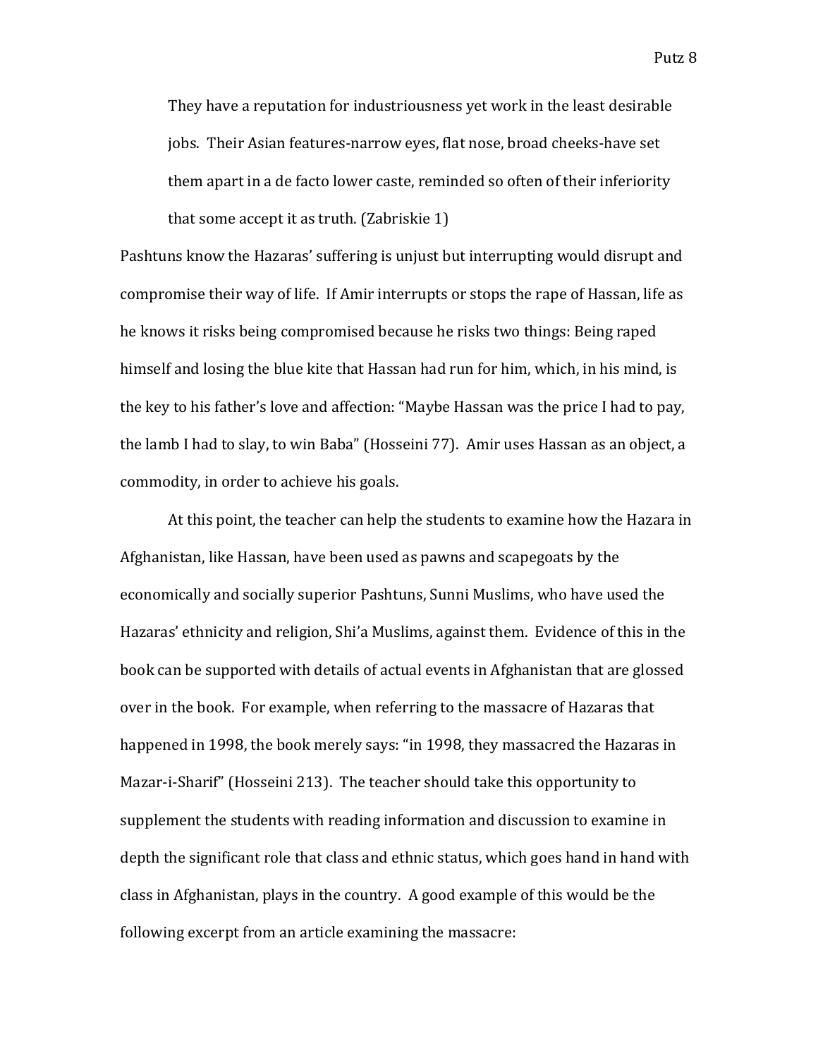> They have a reputation for industriousness yet work in the least desirable jobs. Their Asian features-narrow eyes, flat nose, broad cheeks-have set them apart in a de facto lower caste, reminded so often of their inferiority that some accept it as truth. (Zabriskie 1)

Pashtuns know the Hazaras' suffering is unjust but interrupting would disrupt and compromise their way of life. If Amir interrupts or stops the rape of Hassan, life as he knows it risks being compromised because he risks two things: Being raped himself and losing the blue kite that Hassan had run for him, which, in his mind, is the key to his father's love and affection: "Maybe Hassan was the price I had to pay, the lamb I had to slay, to win Baba" (Hosseini 77). Amir uses Hassan as an object, a commodity, in order to achieve his goals.

At this point, the teacher can help the students to examine how the Hazara in Afghanistan, like Hassan, have been used as pawns and scapegoats by the economically and socially superior Pashtuns, Sunni Muslims, who have used the Hazaras' ethnicity and religion, Shi'a Muslims, against them. Evidence of this in the book can be supported with details of actual events in Afghanistan that are glossed over in the book. For example, when referring to the massacre of Hazaras that happened in 1998, the book merely says: "in 1998, they massacred the Hazaras in Mazar-i-Sharif" (Hosseini 213). The teacher should take this opportunity to supplement the students with reading information and discussion to examine in depth the significant role that class and ethnic status, which goes hand in hand with class in Afghanistan, plays in the country. A good example of this would be the following excerpt from an article examining the massacre: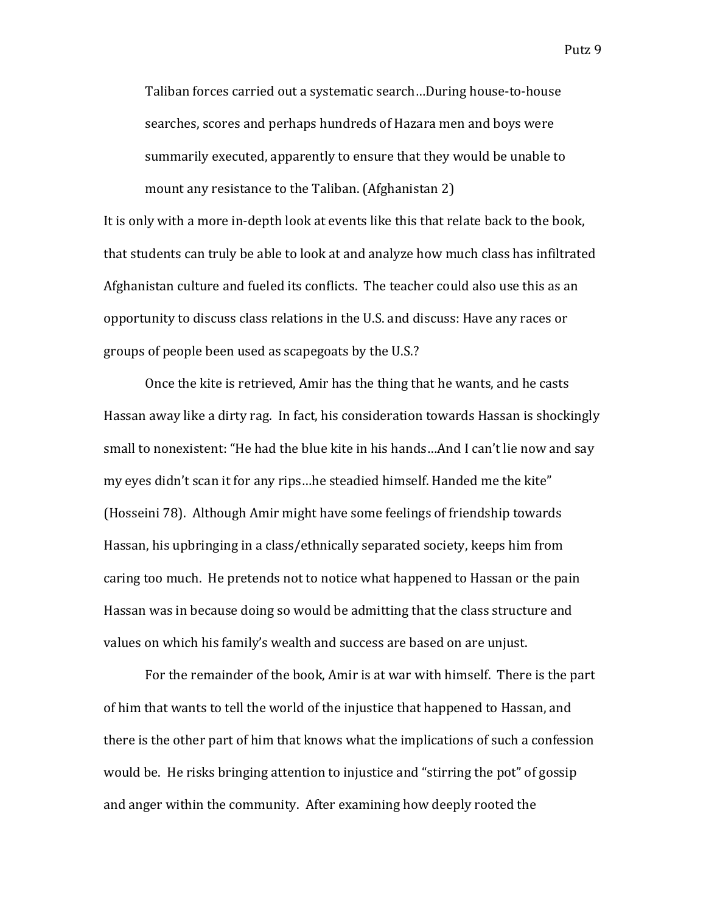> Taliban forces carried out a systematic search…During house-to-house searches, scores and perhaps hundreds of Hazara men and boys were summarily executed, apparently to ensure that they would be unable to mount any resistance to the Taliban. (Afghanistan 2)

It is only with a more in-depth look at events like this that relate back to the book, that students can truly be able to look at and analyze how much class has infiltrated Afghanistan culture and fueled its conflicts. The teacher could also use this as an opportunity to discuss class relations in the U.S. and discuss: Have any races or groups of people been used as scapegoats by the U.S.?

Once the kite is retrieved, Amir has the thing that he wants, and he casts Hassan away like a dirty rag. In fact, his consideration towards Hassan is shockingly small to nonexistent: "He had the blue kite in his hands…And I can't lie now and say my eyes didn't scan it for any rips…he steadied himself. Handed me the kite" (Hosseini 78). Although Amir might have some feelings of friendship towards Hassan, his upbringing in a class/ethnically separated society, keeps him from caring too much. He pretends not to notice what happened to Hassan or the pain Hassan was in because doing so would be admitting that the class structure and values on which his family's wealth and success are based on are unjust.

For the remainder of the book, Amir is at war with himself. There is the part of him that wants to tell the world of the injustice that happened to Hassan, and there is the other part of him that knows what the implications of such a confession would be. He risks bringing attention to injustice and "stirring the pot" of gossip and anger within the community. After examining how deeply rooted the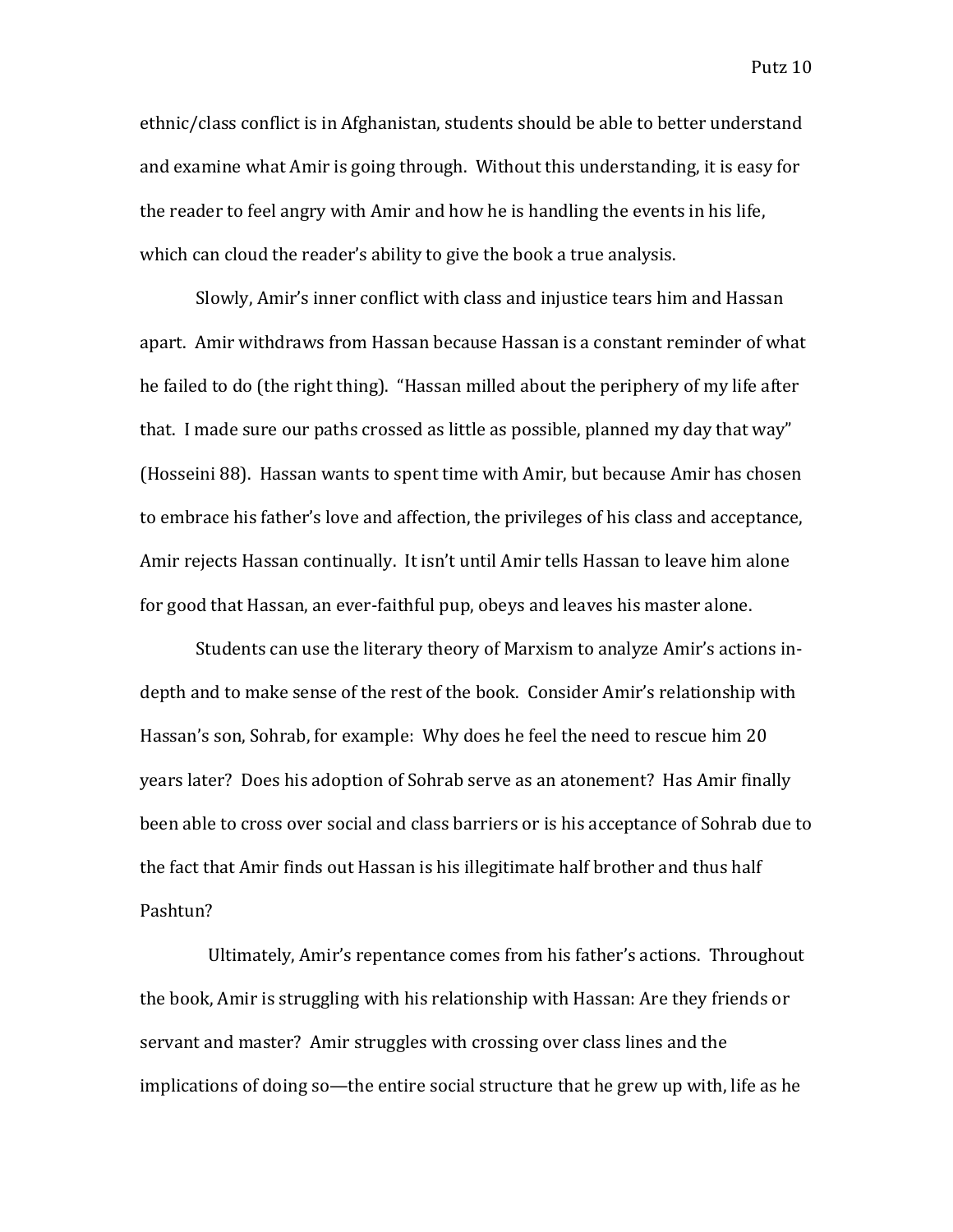ethnic/class conflict is in Afghanistan, students should be able to better understand and examine what Amir is going through. Without this understanding, it is easy for the reader to feel angry with Amir and how he is handling the events in his life, which can cloud the reader's ability to give the book a true analysis.

Slowly, Amir's inner conflict with class and injustice tears him and Hassan apart. Amir withdraws from Hassan because Hassan is a constant reminder of what he failed to do (the right thing). "Hassan milled about the periphery of my life after that. I made sure our paths crossed as little as possible, planned my day that way" (Hosseini 88). Hassan wants to spent time with Amir, but because Amir has chosen to embrace his father's love and affection, the privileges of his class and acceptance, Amir rejects Hassan continually. It isn't until Amir tells Hassan to leave him alone for good that Hassan, an ever-faithful pup, obeys and leaves his master alone.

Students can use the literary theory of Marxism to analyze Amir's actions in-depth and to make sense of the rest of the book. Consider Amir's relationship with Hassan's son, Sohrab, for example: Why does he feel the need to rescue him 20 years later? Does his adoption of Sohrab serve as an atonement? Has Amir finally been able to cross over social and class barriers or is his acceptance of Sohrab due to the fact that Amir finds out Hassan is his illegitimate half brother and thus half Pashtun?

Ultimately, Amir's repentance comes from his father's actions. Throughout the book, Amir is struggling with his relationship with Hassan: Are they friends or servant and master? Amir struggles with crossing over class lines and the implications of doing so—the entire social structure that he grew up with, life as he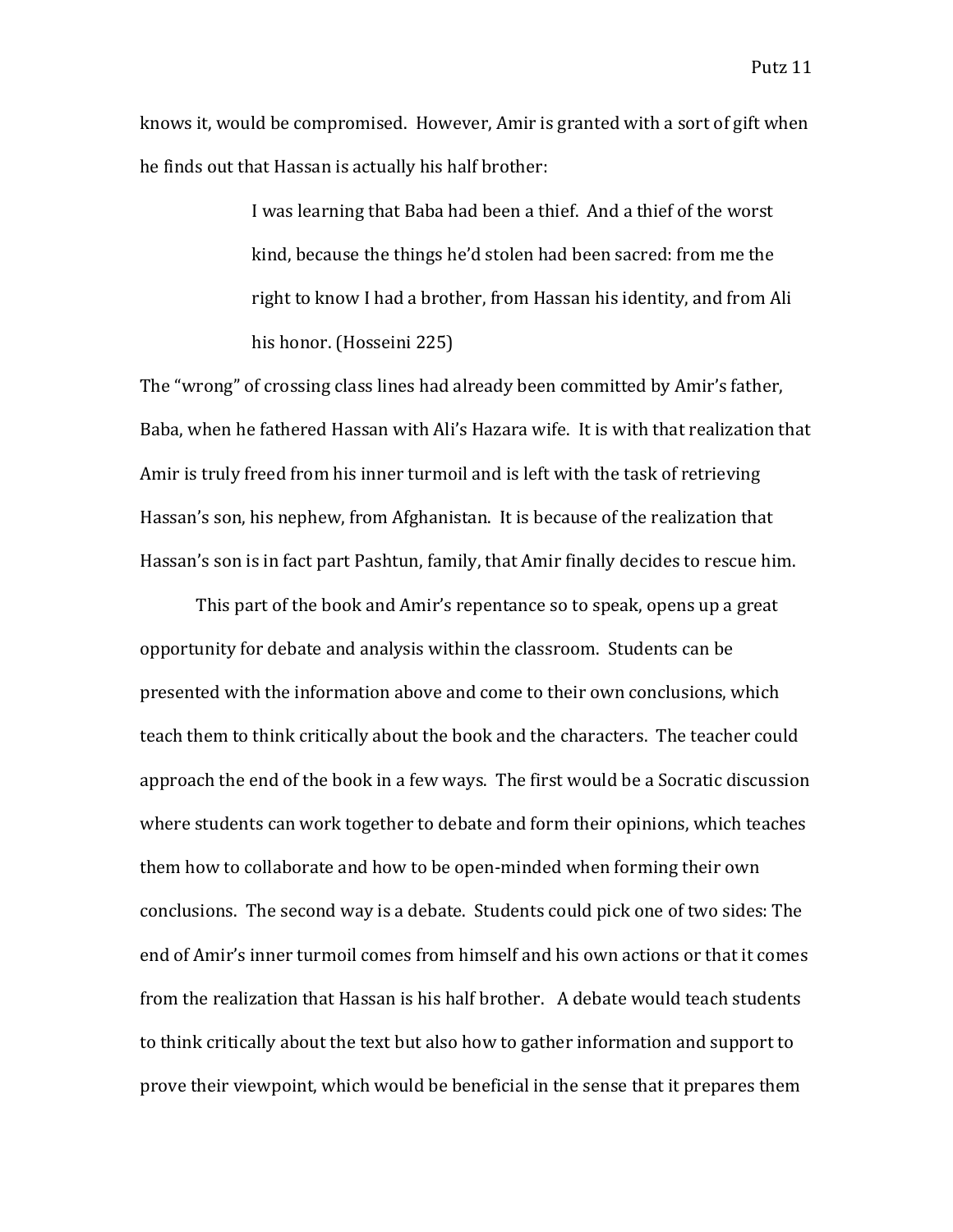knows it, would be compromised. However, Amir is granted with a sort of gift when he finds out that Hassan is actually his half brother:

> I was learning that Baba had been a thief. And a thief of the worst kind, because the things he'd stolen had been sacred: from me the right to know I had a brother, from Hassan his identity, and from Ali his honor. (Hosseini 225)

The "wrong" of crossing class lines had already been committed by Amir's father, Baba, when he fathered Hassan with Ali's Hazara wife. It is with that realization that Amir is truly freed from his inner turmoil and is left with the task of retrieving Hassan's son, his nephew, from Afghanistan. It is because of the realization that Hassan's son is in fact part Pashtun, family, that Amir finally decides to rescue him.

This part of the book and Amir's repentance so to speak, opens up a great opportunity for debate and analysis within the classroom. Students can be presented with the information above and come to their own conclusions, which teach them to think critically about the book and the characters. The teacher could approach the end of the book in a few ways. The first would be a Socratic discussion where students can work together to debate and form their opinions, which teaches them how to collaborate and how to be open-minded when forming their own conclusions. The second way is a debate. Students could pick one of two sides: The end of Amir's inner turmoil comes from himself and his own actions or that it comes from the realization that Hassan is his half brother. A debate would teach students to think critically about the text but also how to gather information and support to prove their viewpoint, which would be beneficial in the sense that it prepares them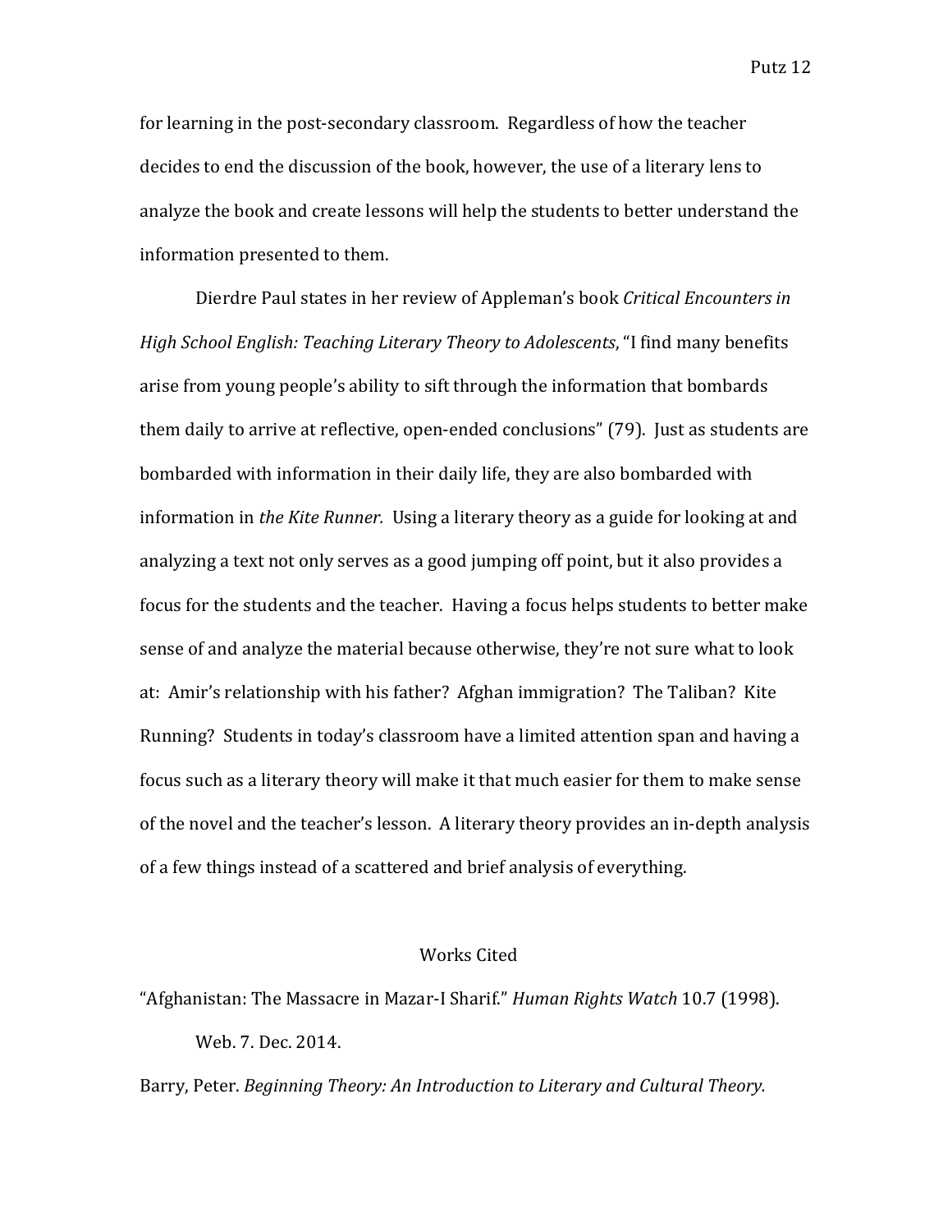for learning in the post-secondary classroom. Regardless of how the teacher decides to end the discussion of the book, however, the use of a literary lens to analyze the book and create lessons will help the students to better understand the information presented to them.

Dierdre Paul states in her review of Appleman's book *Critical Encounters in High School English: Teaching Literary Theory to Adolescents*, "I find many benefits arise from young people's ability to sift through the information that bombards them daily to arrive at reflective, open-ended conclusions" (79). Just as students are bombarded with information in their daily life, they are also bombarded with information in *the Kite Runner.* Using a literary theory as a guide for looking at and analyzing a text not only serves as a good jumping off point, but it also provides a focus for the students and the teacher. Having a focus helps students to better make sense of and analyze the material because otherwise, they're not sure what to look at: Amir's relationship with his father? Afghan immigration? The Taliban? Kite Running? Students in today's classroom have a limited attention span and having a focus such as a literary theory will make it that much easier for them to make sense of the novel and the teacher's lesson. A literary theory provides an in-depth analysis of a few things instead of a scattered and brief analysis of everything.

## Works Cited

"Afghanistan: The Massacre in Mazar-I Sharif." *Human Rights Watch* 10.7 (1998). Web. 7. Dec. 2014.

Barry, Peter. *Beginning Theory: An Introduction to Literary and Cultural Theory.*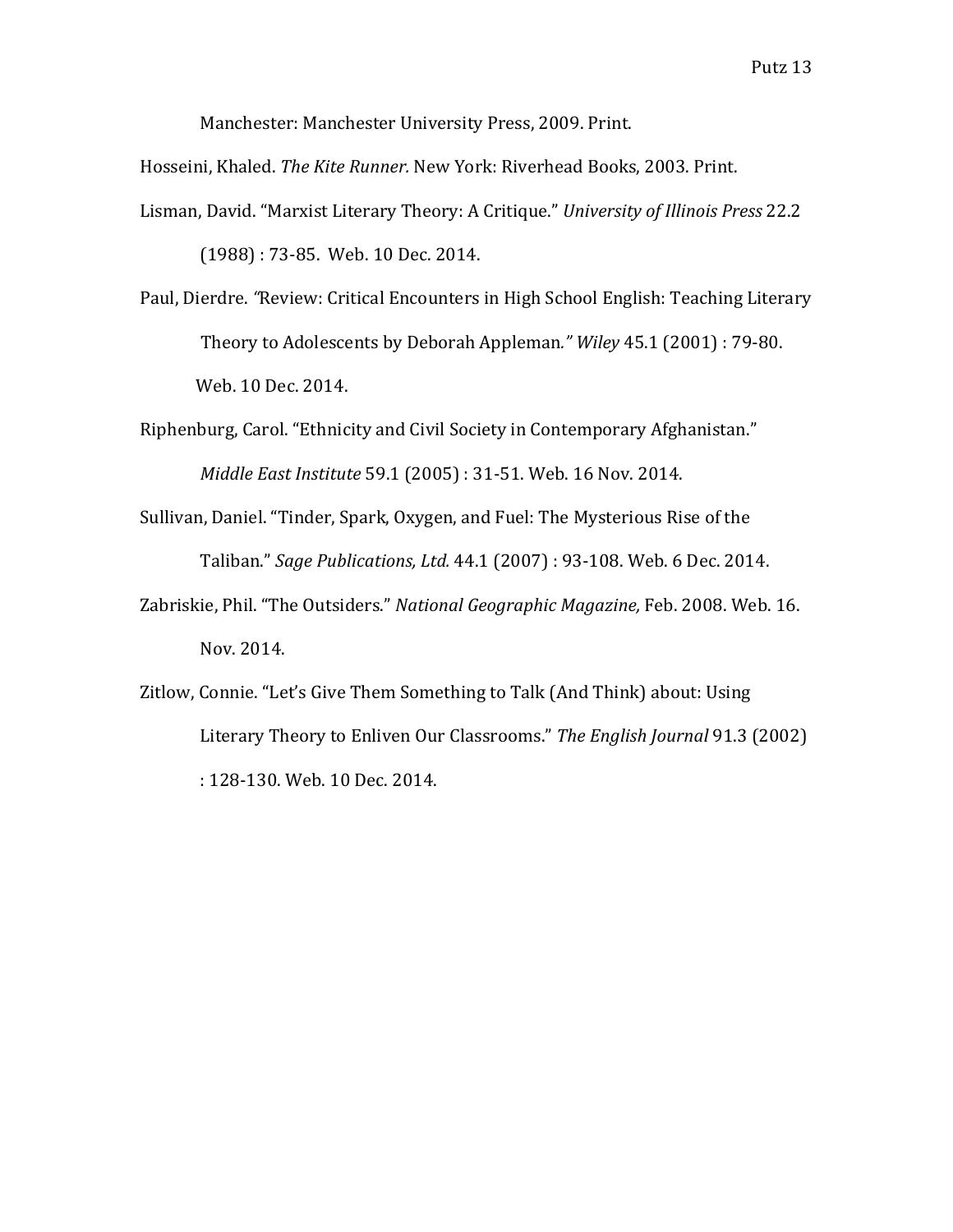Manchester: Manchester University Press, 2009. Print.

Hosseini, Khaled. *The Kite Runner.* New York: Riverhead Books, 2003. Print.

Lisman, David. "Marxist Literary Theory: A Critique." *University of Illinois Press* 22.2 (1988) : 73-85. Web. 10 Dec. 2014.

Paul, Dierdre. "Review: Critical Encounters in High School English: Teaching Literary Theory to Adolescents by Deborah Appleman." *Wiley* 45.1 (2001) : 79-80. Web. 10 Dec. 2014.

Riphenburg, Carol. "Ethnicity and Civil Society in Contemporary Afghanistan." *Middle East Institute* 59.1 (2005) : 31-51. Web. 16 Nov. 2014.

Sullivan, Daniel. "Tinder, Spark, Oxygen, and Fuel: The Mysterious Rise of the Taliban." *Sage Publications, Ltd.* 44.1 (2007) : 93-108. Web. 6 Dec. 2014.

Zabriskie, Phil. "The Outsiders." *National Geographic Magazine,* Feb. 2008. Web. 16. Nov. 2014.

Zitlow, Connie. "Let's Give Them Something to Talk (And Think) about: Using Literary Theory to Enliven Our Classrooms." *The English Journal* 91.3 (2002) : 128-130. Web. 10 Dec. 2014.